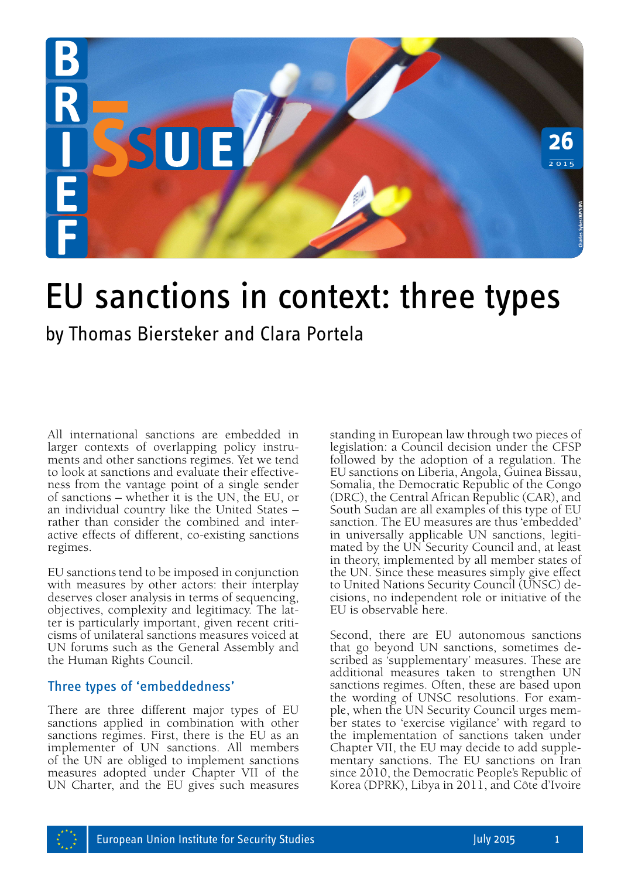# EU sanctions in context: three types

by Thomas Biersteker and Clara Portela

All international sanctions are embedded in larger contexts of overlapping policy instruments and other sanctions regimes. Yet we tend to look at sanctions and evaluate their effectiveness from the vantage point of a single sender of sanctions – whether it is the UN, the EU, or an individual country like the United States – rather than consider the combined and interactive effects of different, co-existing sanctions regimes.

EU sanctions tend to be imposed in conjunction with measures by other actors: their interplay deserves closer analysis in terms of sequencing, objectives, complexity and legitimacy. The latter is particularly important, given recent criticisms of unilateral sanctions measures voiced at UN forums such as the General Assembly and the Human Rights Council.

## Three types of 'embeddedness'

There are three different major types of EU sanctions applied in combination with other sanctions regimes. First, there is the EU as an implementer of UN sanctions. All members of the UN are obliged to implement sanctions measures adopted under Chapter VII of the UN Charter, and the EU gives such measures standing in European law through two pieces of legislation: a Council decision under the CFSP followed by the adoption of a regulation. The EU sanctions on Liberia, Angola, Guinea Bissau, Somalia, the Democratic Republic of the Congo (DRC), the Central African Republic (CAR), and South Sudan are all examples of this type of EU sanction. The EU measures are thus 'embedded' in universally applicable UN sanctions, legitimated by the UN Security Council and, at least in theory, implemented by all member states of the UN. Since these measures simply give effect to United Nations Security Council (UNSC) decisions, no independent role or initiative of the EU is observable here.

Second, there are EU autonomous sanctions that go beyond UN sanctions, sometimes described as 'supplementary' measures. These are additional measures taken to strengthen UN sanctions regimes. Often, these are based upon the wording of UNSC resolutions. For example, when the UN Security Council urges member states to 'exercise vigilance' with regard to the implementation of sanctions taken under Chapter VII, the EU may decide to add supplementary sanctions. The EU sanctions on Iran since 2010, the Democratic People's Republic of Korea (DPRK), Libya in 2011, and Côte d'Ivoire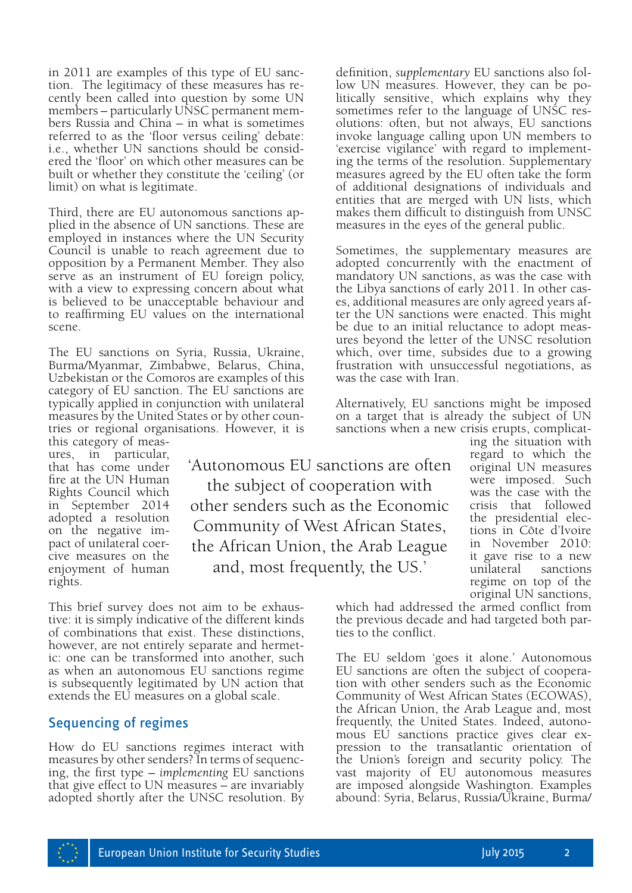in 2011 are examples of this type of EU sanction. The legitimacy of these measures has recently been called into question by some UN members – particularly UNSC permanent members Russia and China – in what is sometimes referred to as the 'floor versus ceiling' debate: i.e., whether UN sanctions should be considered the 'floor' on which other measures can be built or whether they constitute the 'ceiling' (or limit) on what is legitimate.

Third, there are EU autonomous sanctions applied in the absence of UN sanctions. These are employed in instances where the UN Security Council is unable to reach agreement due to opposition by a Permanent Member. They also serve as an instrument of EU foreign policy, with a view to expressing concern about what is believed to be unacceptable behaviour and to reaffirming EU values on the international scene.

The EU sanctions on Syria, Russia, Ukraine, Burma/Myanmar, Zimbabwe, Belarus, China, Uzbekistan or the Comoros are examples of this category of EU sanction. The EU sanctions are typically applied in conjunction with unilateral measures by the United States or by other countries or regional organisations. However, it is this category of measures, in particular, that has come under fire at the UN Human Rights Council which in September 2014 adopted a resolution on the negative impact of unilateral coercive measures on the enjoyment of human rights.

This brief survey does not aim to be exhaustive: it is simply indicative of the different kinds of combinations that exist. These distinctions, however, are not entirely separate and hermetic: one can be transformed into another, such as when an autonomous EU sanctions regime is subsequently legitimated by UN action that extends the EU measures on a global scale.

## Sequencing of regimes

How do EU sanctions regimes interact with measures by other senders? In terms of sequencing, the first type – *implementing* EU sanctions that give effect to UN measures – are invariably adopted shortly after the UNSC resolution. By definition, *supplementary* EU sanctions also follow UN measures. However, they can be politically sensitive, which explains why they sometimes refer to the language of UNSC resolutions: often, but not always, EU sanctions invoke language calling upon UN members to 'exercise vigilance' with regard to implementing the terms of the resolution. Supplementary measures agreed by the EU often take the form of additional designations of individuals and entities that are merged with UN lists, which makes them difficult to distinguish from UNSC measures in the eyes of the general public.

Sometimes, the supplementary measures are adopted concurrently with the enactment of mandatory UN sanctions, as was the case with the Libya sanctions of early 2011. In other cases, additional measures are only agreed years after the UN sanctions were enacted. This might be due to an initial reluctance to adopt measures beyond the letter of the UNSC resolution which, over time, subsides due to a growing frustration with unsuccessful negotiations, as was the case with Iran.

Alternatively, EU sanctions might be imposed on a target that is already the subject of UN sanctions when a new crisis erupts, complicating the situation with regard to which the original UN measures were imposed. Such was the case with the crisis that followed the presidential elections in Côte d'Ivoire in November 2010: it gave rise to a new unilateral sanctions regime on top of the original UN sanctions, which had addressed the armed conflict from the previous decade and had targeted both parties to the conflict.

> 'Autonomous EU sanctions are often the subject of cooperation with other senders such as the Economic Community of West African States, the African Union, the Arab League and, most frequently, the US.'

The EU seldom 'goes it alone.' Autonomous EU sanctions are often the subject of cooperation with other senders such as the Economic Community of West African States (ECOWAS), the African Union, the Arab League and, most frequently, the United States. Indeed, autonomous EU sanctions practice gives clear expression to the transatlantic orientation of the Union's foreign and security policy. The vast majority of EU autonomous measures are imposed alongside Washington. Examples abound: Syria, Belarus, Russia/Ukraine, Burma/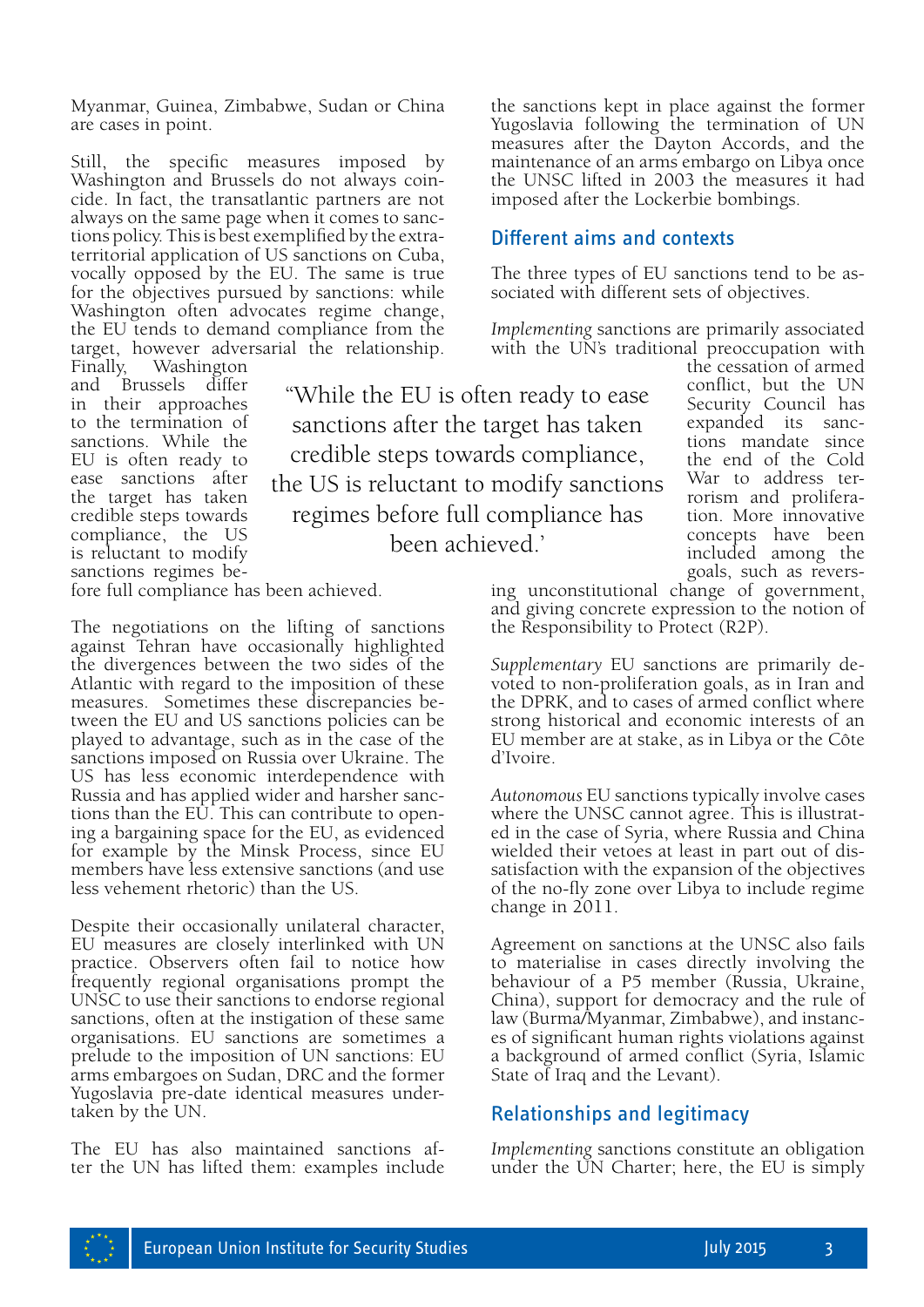Myanmar, Guinea, Zimbabwe, Sudan or China are cases in point.

Still, the specific measures imposed by Washington and Brussels do not always coincide. In fact, the transatlantic partners are not always on the same page when it comes to sanctions policy. This is best exemplified by the extraterritorial application of US sanctions on Cuba, vocally opposed by the EU. The same is true for the objectives pursued by sanctions: while Washington often advocates regime change, the EU tends to demand compliance from the target, however adversarial the relationship. Finally, Washington and Brussels differ in their approaches to the termination of sanctions. While the EU is often ready to ease sanctions after the target has taken credible steps towards compliance, the US is reluctant to modify sanctions regimes before full compliance has been achieved.

> "While the EU is often ready to ease sanctions after the target has taken credible steps towards compliance, the US is reluctant to modify sanctions regimes before full compliance has been achieved.'

The negotiations on the lifting of sanctions against Tehran have occasionally highlighted the divergences between the two sides of the Atlantic with regard to the imposition of these measures. Sometimes these discrepancies between the EU and US sanctions policies can be played to advantage, such as in the case of the sanctions imposed on Russia over Ukraine. The US has less economic interdependence with Russia and has applied wider and harsher sanctions than the EU. This can contribute to opening a bargaining space for the EU, as evidenced for example by the Minsk Process, since EU members have less extensive sanctions (and use less vehement rhetoric) than the US.

Despite their occasionally unilateral character, EU measures are closely interlinked with UN practice. Observers often fail to notice how frequently regional organisations prompt the UNSC to use their sanctions to endorse regional sanctions, often at the instigation of these same organisations. EU sanctions are sometimes a prelude to the imposition of UN sanctions: EU arms embargoes on Sudan, DRC and the former Yugoslavia pre-date identical measures undertaken by the UN.

The EU has also maintained sanctions after the UN has lifted them: examples include the sanctions kept in place against the former Yugoslavia following the termination of UN measures after the Dayton Accords, and the maintenance of an arms embargo on Libya once the UNSC lifted in 2003 the measures it had imposed after the Lockerbie bombings.

## Different aims and contexts

The three types of EU sanctions tend to be associated with different sets of objectives.

*Implementing* sanctions are primarily associated with the UN's traditional preoccupation with the cessation of armed conflict, but the UN Security Council has expanded its sanctions mandate since the end of the Cold War to address terrorism and proliferation. More innovative concepts have been included among the goals, such as reversing unconstitutional change of government, and giving concrete expression to the notion of the Responsibility to Protect (R2P).

*Supplementary* EU sanctions are primarily devoted to non-proliferation goals, as in Iran and the DPRK, and to cases of armed conflict where strong historical and economic interests of an EU member are at stake, as in Libya or the Côte d'Ivoire.

*Autonomous* EU sanctions typically involve cases where the UNSC cannot agree. This is illustrated in the case of Syria, where Russia and China wielded their vetoes at least in part out of dissatisfaction with the expansion of the objectives of the no-fly zone over Libya to include regime change in 2011.

Agreement on sanctions at the UNSC also fails to materialise in cases directly involving the behaviour of a P5 member (Russia, Ukraine, China), support for democracy and the rule of law (Burma/Myanmar, Zimbabwe), and instances of significant human rights violations against a background of armed conflict (Syria, Islamic State of Iraq and the Levant).

## Relationships and legitimacy

*Implementing* sanctions constitute an obligation under the UN Charter; here, the EU is simply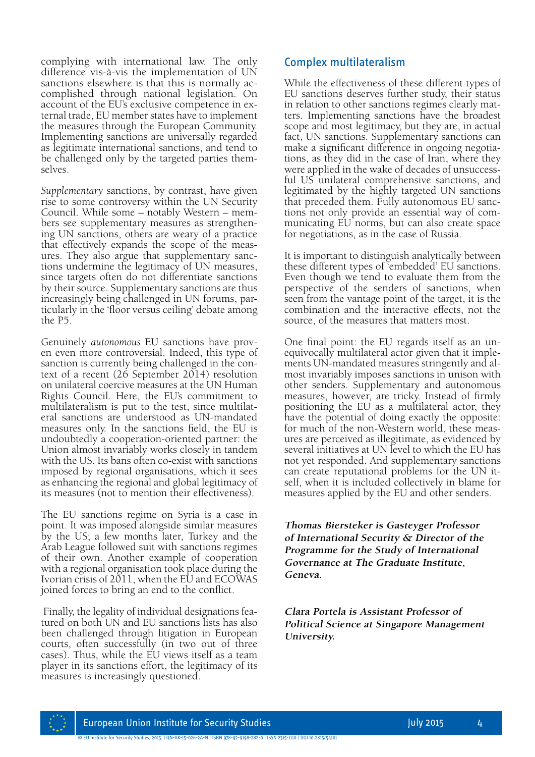complying with international law. The only difference vis-à-vis the implementation of UN sanctions elsewhere is that this is normally accomplished through national legislation. On account of the EU's exclusive competence in external trade, EU member states have to implement the measures through the European Community. Implementing sanctions are universally regarded as legitimate international sanctions, and tend to be challenged only by the targeted parties themselves.

*Supplementary* sanctions, by contrast, have given rise to some controversy within the UN Security Council. While some – notably Western – members see supplementary measures as strengthening UN sanctions, others are weary of a practice that effectively expands the scope of the measures. They also argue that supplementary sanctions undermine the legitimacy of UN measures, since targets often do not differentiate sanctions by their source. Supplementary sanctions are thus increasingly being challenged in UN forums, particularly in the 'floor versus ceiling' debate among the P5.

Genuinely *autonomous* EU sanctions have proven even more controversial. Indeed, this type of sanction is currently being challenged in the context of a recent (26 September 2014) resolution on unilateral coercive measures at the UN Human Rights Council. Here, the EU's commitment to multilateralism is put to the test, since multilateral sanctions are understood as UN-mandated measures only. In the sanctions field, the EU is undoubtedly a cooperation-oriented partner: the Union almost invariably works closely in tandem with the US. Its bans often co-exist with sanctions imposed by regional organisations, which it sees as enhancing the regional and global legitimacy of its measures (not to mention their effectiveness).

The EU sanctions regime on Syria is a case in point. It was imposed alongside similar measures by the US; a few months later, Turkey and the Arab League followed suit with sanctions regimes of their own. Another example of cooperation with a regional organisation took place during the Ivorian crisis of 2011, when the EU and ECOWAS joined forces to bring an end to the conflict.

Finally, the legality of individual designations featured on both UN and EU sanctions lists has also been challenged through litigation in European courts, often successfully (in two out of three cases). Thus, while the EU views itself as a team player in its sanctions effort, the legitimacy of its measures is increasingly questioned.

## Complex multilateralism

While the effectiveness of these different types of EU sanctions deserves further study, their status in relation to other sanctions regimes clearly matters. Implementing sanctions have the broadest scope and most legitimacy, but they are, in actual fact, UN sanctions. Supplementary sanctions can make a significant difference in ongoing negotiations, as they did in the case of Iran, where they were applied in the wake of decades of unsuccessful US unilateral comprehensive sanctions, and legitimated by the highly targeted UN sanctions that preceded them. Fully autonomous EU sanctions not only provide an essential way of communicating EU norms, but can also create space for negotiations, as in the case of Russia.

It is important to distinguish analytically between these different types of 'embedded' EU sanctions. Even though we tend to evaluate them from the perspective of the senders of sanctions, when seen from the vantage point of the target, it is the combination and the interactive effects, not the source, of the measures that matters most.

One final point: the EU regards itself as an unequivocally multilateral actor given that it implements UN-mandated measures stringently and almost invariably imposes sanctions in unison with other senders. Supplementary and autonomous measures, however, are tricky. Instead of firmly positioning the EU as a multilateral actor, they have the potential of doing exactly the opposite: for much of the non-Western world, these measures are perceived as illegitimate, as evidenced by several initiatives at UN level to which the EU has not yet responded. And supplementary sanctions can create reputational problems for the UN itself, when it is included collectively in blame for measures applied by the EU and other senders.

***Thomas Biersteker is Gasteyger Professor of International Security & Director of the Programme for the Study of International Governance at The Graduate Institute, Geneva.***

***Clara Portela is Assistant Professor of Political Science at Singapore Management University.***

© EU Institute for Security Studies, 2015. | QN-AK-15-026-2A-N | ISBN 978-92-9198-282-0 | ISSN 2315-1110 | DOI 10.2815/54101